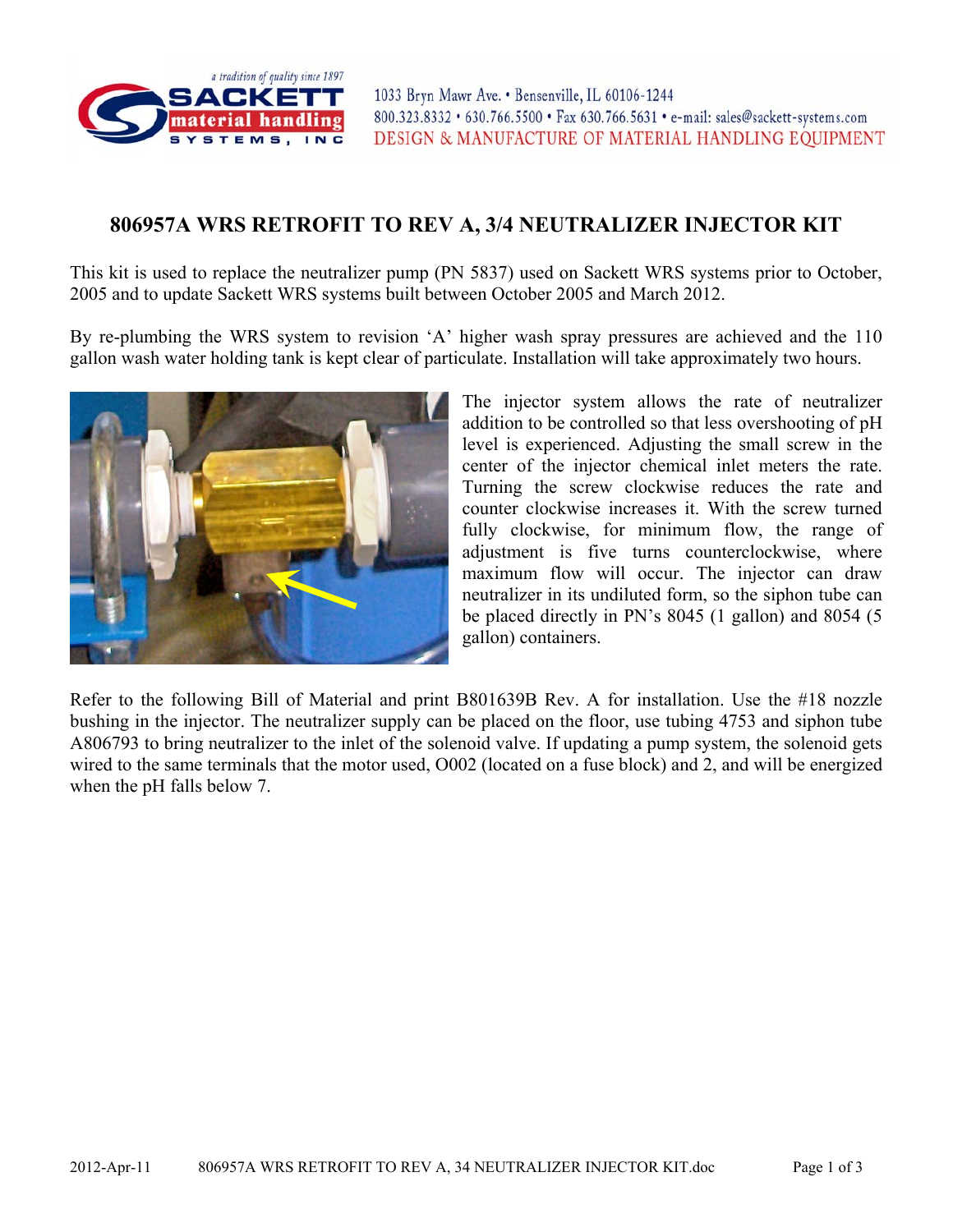a tradition of quality since 1897

**SACKETT material handling SYSTEMS, INC**

1033 Bryn Mawr Ave. • Bensenville, IL 60106-1244
800.323.8332 • 630.766.5500 • Fax 630.766.5631 • e-mail: sales@sackett-systems.com
DESIGN & MANUFACTURE OF MATERIAL HANDLING EQUIPMENT

# 806957A WRS RETROFIT TO REV A, 3/4 NEUTRALIZER INJECTOR KIT

This kit is used to replace the neutralizer pump (PN 5837) used on Sackett WRS systems prior to October, 2005 and to update Sackett WRS systems built between October 2005 and March 2012.

By re-plumbing the WRS system to revision 'A' higher wash spray pressures are achieved and the 110 gallon wash water holding tank is kept clear of particulate. Installation will take approximately two hours.

The injector system allows the rate of neutralizer addition to be controlled so that less overshooting of pH level is experienced. Adjusting the small screw in the center of the injector chemical inlet meters the rate. Turning the screw clockwise reduces the rate and counter clockwise increases it. With the screw turned fully clockwise, for minimum flow, the range of adjustment is five turns counterclockwise, where maximum flow will occur. The injector can draw neutralizer in its undiluted form, so the siphon tube can be placed directly in PN's 8045 (1 gallon) and 8054 (5 gallon) containers.

Refer to the following Bill of Material and print B801639B Rev. A for installation. Use the #18 nozzle bushing in the injector. The neutralizer supply can be placed on the floor, use tubing 4753 and siphon tube A806793 to bring neutralizer to the inlet of the solenoid valve. If updating a pump system, the solenoid gets wired to the same terminals that the motor used, O002 (located on a fuse block) and 2, and will be energized when the pH falls below 7.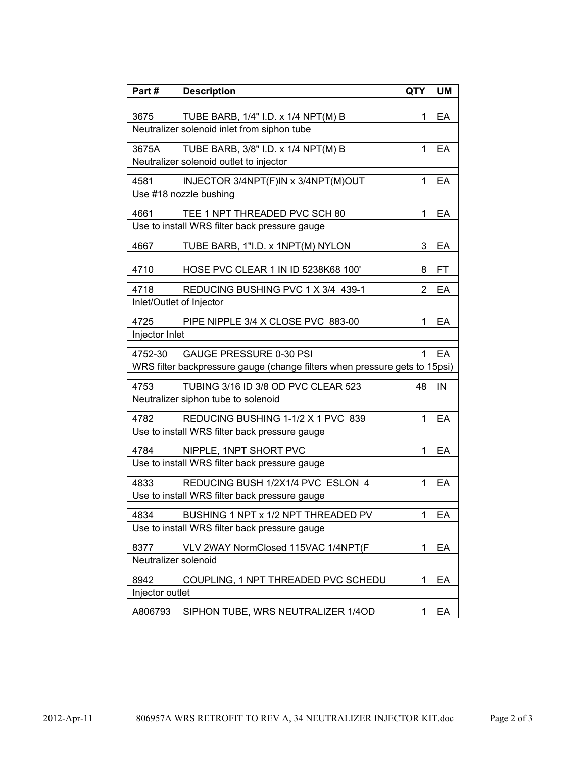| Part # | Description | QTY | UM |
|---|---|---|---|
| | | | |
| 3675 | TUBE BARB, 1/4" I.D. x 1/4 NPT(M) B | 1 | EA |
| Neutralizer solenoid inlet from siphon tube | | | |
| 3675A | TUBE BARB, 3/8" I.D. x 1/4 NPT(M) B | 1 | EA |
| Neutralizer solenoid outlet to injector | | | |
| 4581 | INJECTOR 3/4NPT(F)IN x 3/4NPT(M)OUT | 1 | EA |
| Use #18 nozzle bushing | | | |
| 4661 | TEE 1 NPT THREADED PVC SCH 80 | 1 | EA |
| Use to install WRS filter back pressure gauge | | | |
| 4667 | TUBE BARB, 1"I.D. x 1NPT(M) NYLON | 3 | EA |
| 4710 | HOSE PVC CLEAR 1 IN ID 5238K68 100' | 8 | FT |
| 4718 | REDUCING BUSHING PVC 1 X 3/4 439-1 | 2 | EA |
| Inlet/Outlet of Injector | | | |
| 4725 | PIPE NIPPLE 3/4 X CLOSE PVC 883-00 | 1 | EA |
| Injector Inlet | | | |
| 4752-30 | GAUGE PRESSURE 0-30 PSI | 1 | EA |
| WRS filter backpressure gauge (change filters when pressure gets to 15psi) | | | |
| 4753 | TUBING 3/16 ID 3/8 OD PVC CLEAR 523 | 48 | IN |
| Neutralizer siphon tube to solenoid | | | |
| 4782 | REDUCING BUSHING 1-1/2 X 1 PVC 839 | 1 | EA |
| Use to install WRS filter back pressure gauge | | | |
| 4784 | NIPPLE, 1NPT SHORT PVC | 1 | EA |
| Use to install WRS filter back pressure gauge | | | |
| 4833 | REDUCING BUSH 1/2X1/4 PVC ESLON 4 | 1 | EA |
| Use to install WRS filter back pressure gauge | | | |
| 4834 | BUSHING 1 NPT x 1/2 NPT THREADED PV | 1 | EA |
| Use to install WRS filter back pressure gauge | | | |
| 8377 | VLV 2WAY NormClosed 115VAC 1/4NPT(F | 1 | EA |
| Neutralizer solenoid | | | |
| 8942 | COUPLING, 1 NPT THREADED PVC SCHEDU | 1 | EA |
| Injector outlet | | | |
| A806793 | SIPHON TUBE, WRS NEUTRALIZER 1/4OD | 1 | EA |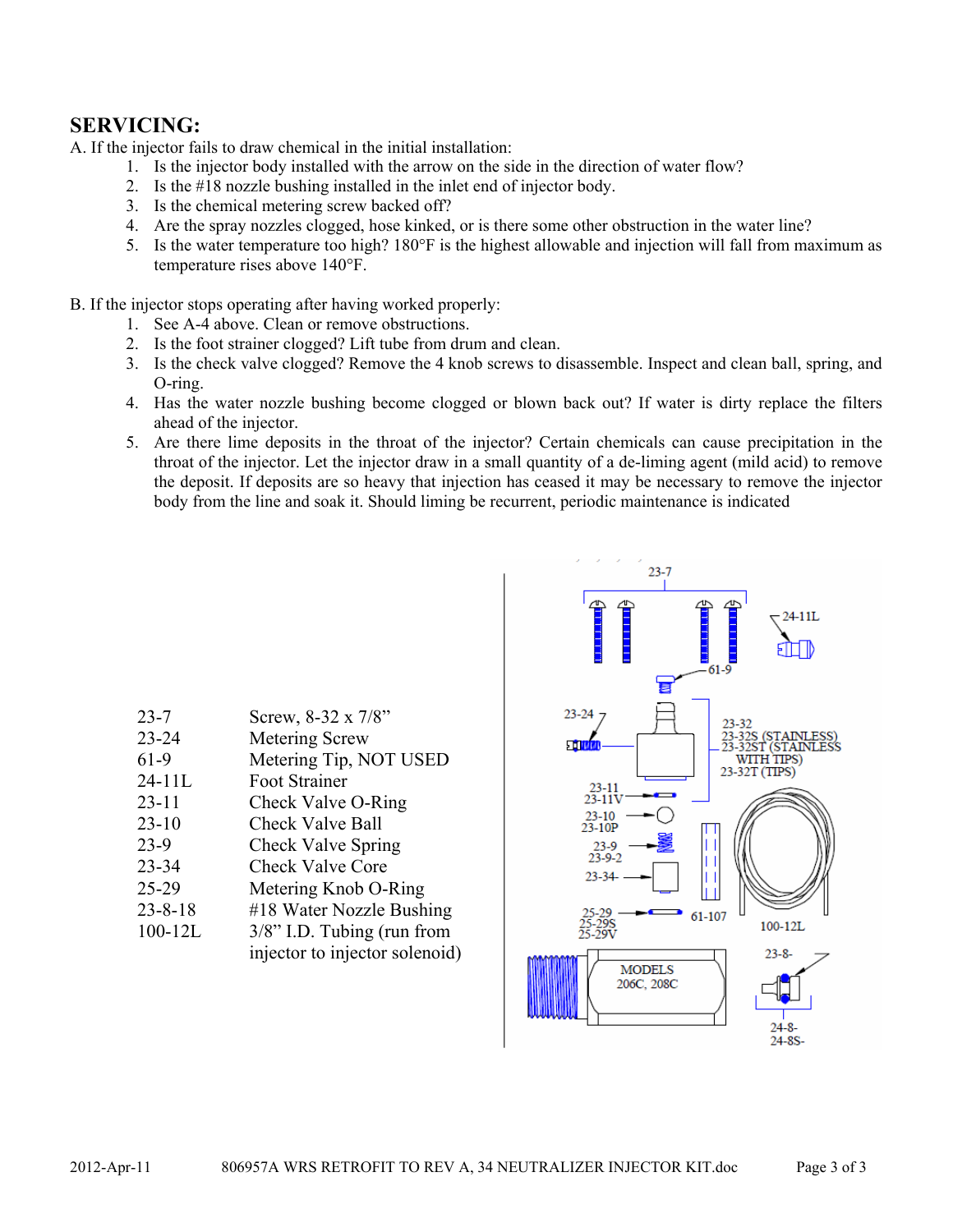## SERVICING:

A. If the injector fails to draw chemical in the initial installation:

1. Is the injector body installed with the arrow on the side in the direction of water flow?
2. Is the #18 nozzle bushing installed in the inlet end of injector body.
3. Is the chemical metering screw backed off?
4. Are the spray nozzles clogged, hose kinked, or is there some other obstruction in the water line?
5. Is the water temperature too high? 180°F is the highest allowable and injection will fall from maximum as temperature rises above 140°F.

B. If the injector stops operating after having worked properly:

1. See A-4 above. Clean or remove obstructions.
2. Is the foot strainer clogged? Lift tube from drum and clean.
3. Is the check valve clogged? Remove the 4 knob screws to disassemble. Inspect and clean ball, spring, and O-ring.
4. Has the water nozzle bushing become clogged or blown back out? If water is dirty replace the filters ahead of the injector.
5. Are there lime deposits in the throat of the injector? Certain chemicals can cause precipitation in the throat of the injector. Let the injector draw in a small quantity of a de-liming agent (mild acid) to remove the deposit. If deposits are so heavy that injection has ceased it may be necessary to remove the injector body from the line and soak it. Should liming be recurrent, periodic maintenance is indicated

| Part No. | Description |
|---|---|
| 23-7 | Screw, 8-32 x 7/8" |
| 23-24 | Metering Screw |
| 61-9 | Metering Tip, NOT USED |
| 24-11L | Foot Strainer |
| 23-11 | Check Valve O-Ring |
| 23-10 | Check Valve Ball |
| 23-9 | Check Valve Spring |
| 23-34 | Check Valve Core |
| 25-29 | Metering Knob O-Ring |
| 23-8-18 | #18 Water Nozzle Bushing |
| 100-12L | 3/8" I.D. Tubing (run from injector to injector solenoid) |

23-7
24-11L
61-9
23-24
23-32
23-32S (STAINLESS)
23-32ST (STAINLESS WITH TIPS)
23-32T (TIPS)
23-11
23-11V
23-10
23-10P
23-9
23-9-2
23-34
25-29
25-29S
25-29V
61-107
100-12L
MODELS 206C, 208C
23-8-
24-8-
24-8S-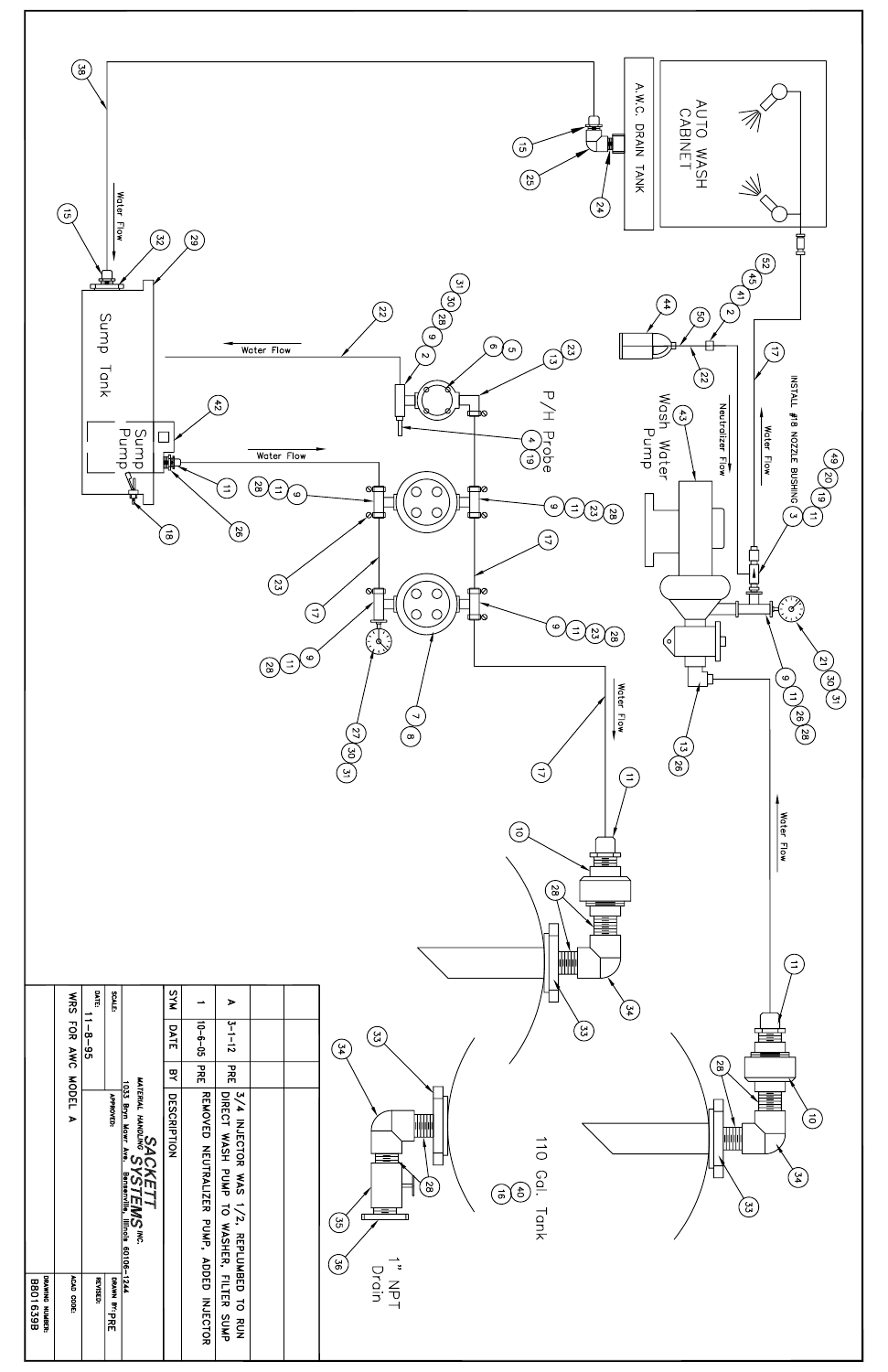AUTO WASH CABINET

A.W.C. DRAIN TANK

INSTALL #18 NOZZLE BUSHING

Neutralizer Flow

Water Flow

Wash Water Pump

P/H Probe

Sump Tank

Sump Pump

110 Gal. Tank

1" NPT Drain

| | | | |
|---|---|---|---|
| A | 3-1-12 | PRE | 3/4 INJECTOR WAS 1/2, REPLUMBED TO RUN DIRECT WASH PUMP TO WASHER, FILTER SUMP |
| 1 | 10-6-05 | PRE | REMOVED NEUTRALIZER PUMP, ADDED INJECTOR |
| SYM | DATE | BY | DESCRIPTION |

**SACKETT SYSTEMS INC.**
MATERIAL HANDLING
1033 Bryn Mawr Ave. Bensenville, Illinois 60106-1244

| | | |
|---|---|---|
| SCALE: | APPROVED: | DRAWN BY: PRE |
| DATE: 11-8-95 | | REVISED: |
| WRS FOR AWC MODEL A | ACAD CODE: | DRAWING NUMBER: BB01639B |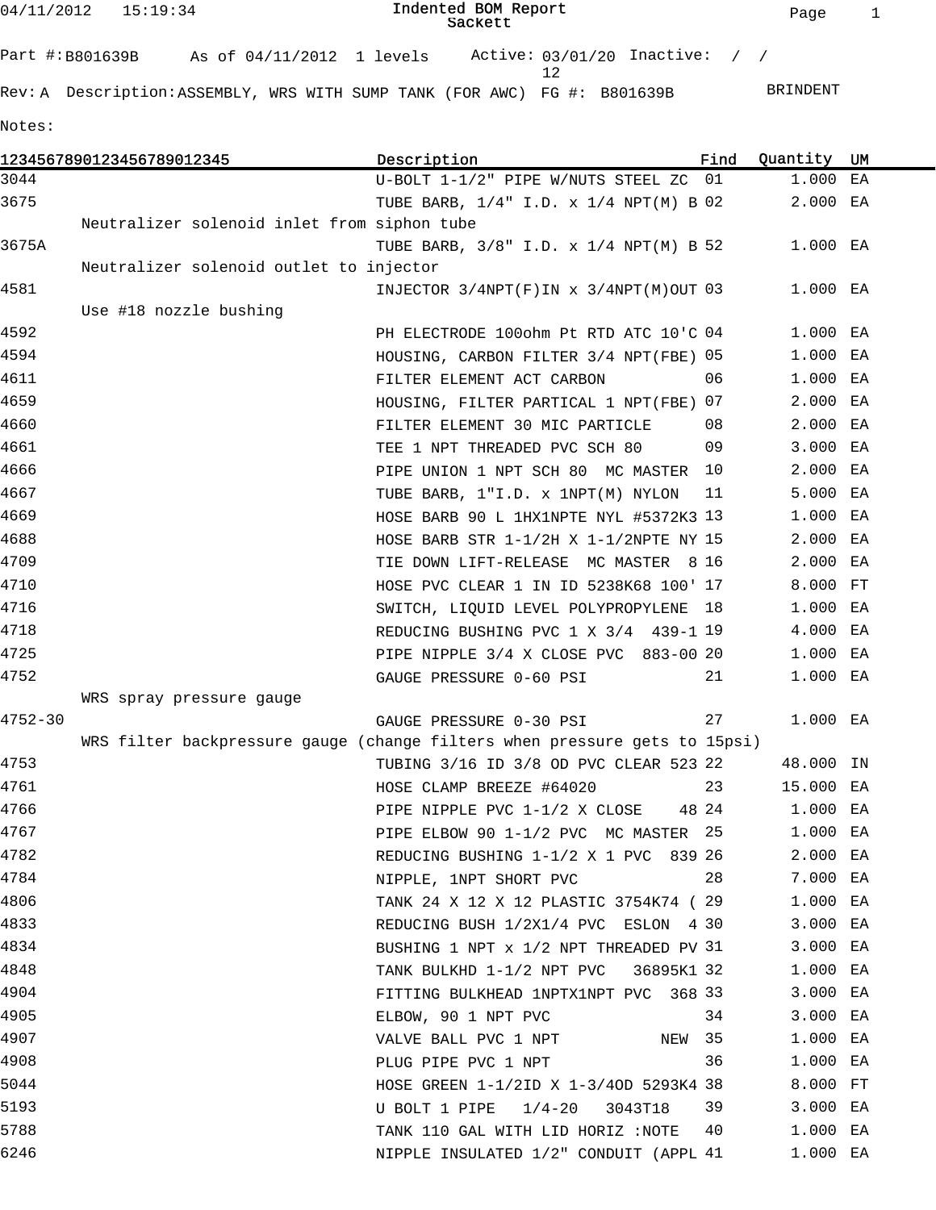04/11/2012 15:19:34 **Indented BOM Report** Sackett

Part #: B801639B As of 04/11/2012 1 levels Active: 03/01/2012 Inactive: / /

Rev: A Description: ASSEMBLY, WRS WITH SUMP TANK (FOR AWC) FG #: B801639B BRINDENT

Notes:

| 1234567890123456789012345 | Description | Find | Quantity | UM |
|---|---|---|---|---|
| 3044 | U-BOLT 1-1/2" PIPE W/NUTS STEEL ZC | 01 | 1.000 | EA |
| 3675 | TUBE BARB, 1/4" I.D. x 1/4 NPT(M) B | 02 | 2.000 | EA |
| Neutralizer solenoid inlet from siphon tube | | | | |
| 3675A | TUBE BARB, 3/8" I.D. x 1/4 NPT(M) B | 52 | 1.000 | EA |
| Neutralizer solenoid outlet to injector | | | | |
| 4581 | INJECTOR 3/4NPT(F)IN x 3/4NPT(M)OUT | 03 | 1.000 | EA |
| Use #18 nozzle bushing | | | | |
| 4592 | PH ELECTRODE 100ohm Pt RTD ATC 10'C | 04 | 1.000 | EA |
| 4594 | HOUSING, CARBON FILTER 3/4 NPT(FBE) | 05 | 1.000 | EA |
| 4611 | FILTER ELEMENT ACT CARBON | 06 | 1.000 | EA |
| 4659 | HOUSING, FILTER PARTICAL 1 NPT(FBE) | 07 | 2.000 | EA |
| 4660 | FILTER ELEMENT 30 MIC PARTICLE | 08 | 2.000 | EA |
| 4661 | TEE 1 NPT THREADED PVC SCH 80 | 09 | 3.000 | EA |
| 4666 | PIPE UNION 1 NPT SCH 80 MC MASTER | 10 | 2.000 | EA |
| 4667 | TUBE BARB, 1"I.D. x 1NPT(M) NYLON | 11 | 5.000 | EA |
| 4669 | HOSE BARB 90 L 1HX1NPTE NYL #5372K3 | 13 | 1.000 | EA |
| 4688 | HOSE BARB STR 1-1/2H X 1-1/2NPTE NY | 15 | 2.000 | EA |
| 4709 | TIE DOWN LIFT-RELEASE MC MASTER 8 | 16 | 2.000 | EA |
| 4710 | HOSE PVC CLEAR 1 IN ID 5238K68 100' | 17 | 8.000 | FT |
| 4716 | SWITCH, LIQUID LEVEL POLYPROPYLENE | 18 | 1.000 | EA |
| 4718 | REDUCING BUSHING PVC 1 X 3/4 439-1 | 19 | 4.000 | EA |
| 4725 | PIPE NIPPLE 3/4 X CLOSE PVC 883-00 | 20 | 1.000 | EA |
| 4752 | GAUGE PRESSURE 0-60 PSI | 21 | 1.000 | EA |
| WRS spray pressure gauge | | | | |
| 4752-30 | GAUGE PRESSURE 0-30 PSI | 27 | 1.000 | EA |
| WRS filter backpressure gauge (change filters when pressure gets to 15psi) | | | | |
| 4753 | TUBING 3/16 ID 3/8 OD PVC CLEAR 523 | 22 | 48.000 | IN |
| 4761 | HOSE CLAMP BREEZE #64020 | 23 | 15.000 | EA |
| 4766 | PIPE NIPPLE PVC 1-1/2 X CLOSE 48 | 24 | 1.000 | EA |
| 4767 | PIPE ELBOW 90 1-1/2 PVC MC MASTER | 25 | 1.000 | EA |
| 4782 | REDUCING BUSHING 1-1/2 X 1 PVC 839 | 26 | 2.000 | EA |
| 4784 | NIPPLE, 1NPT SHORT PVC | 28 | 7.000 | EA |
| 4806 | TANK 24 X 12 X 12 PLASTIC 3754K74 ( | 29 | 1.000 | EA |
| 4833 | REDUCING BUSH 1/2X1/4 PVC ESLON 4 | 30 | 3.000 | EA |
| 4834 | BUSHING 1 NPT x 1/2 NPT THREADED PV | 31 | 3.000 | EA |
| 4848 | TANK BULKHD 1-1/2 NPT PVC 36895K1 | 32 | 1.000 | EA |
| 4904 | FITTING BULKHEAD 1NPTX1NPT PVC 368 | 33 | 3.000 | EA |
| 4905 | ELBOW, 90 1 NPT PVC | 34 | 3.000 | EA |
| 4907 | VALVE BALL PVC 1 NPT NEW | 35 | 1.000 | EA |
| 4908 | PLUG PIPE PVC 1 NPT | 36 | 1.000 | EA |
| 5044 | HOSE GREEN 1-1/2ID X 1-3/4OD 5293K4 | 38 | 8.000 | FT |
| 5193 | U BOLT 1 PIPE 1/4-20 3043T18 | 39 | 3.000 | EA |
| 5788 | TANK 110 GAL WITH LID HORIZ :NOTE | 40 | 1.000 | EA |
| 6246 | NIPPLE INSULATED 1/2" CONDUIT (APPL | 41 | 1.000 | EA |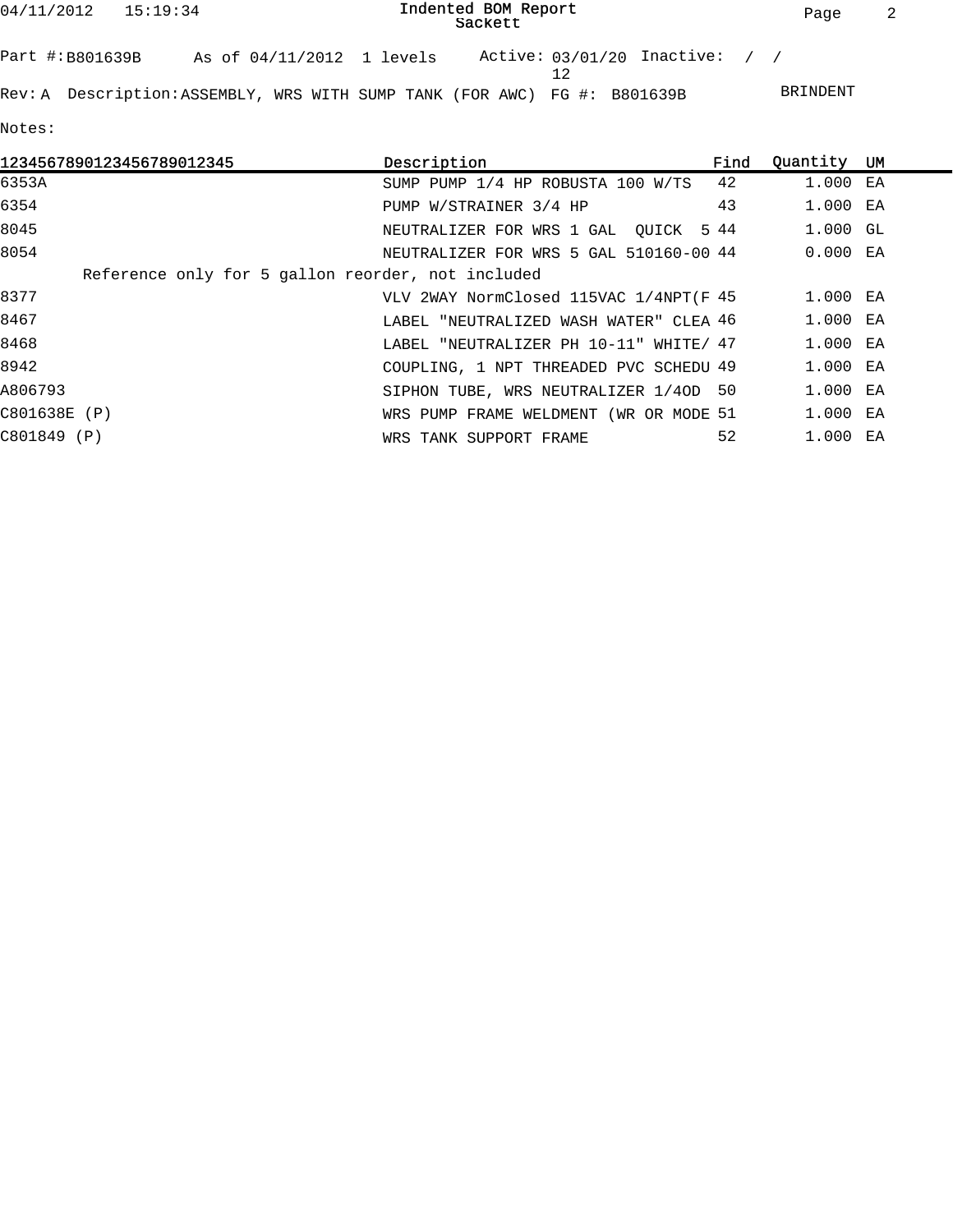Indented BOM Report
Sackett

04/11/2012 15:19:34

Part #: B801639B As of 04/11/2012 1 levels Active: 03/01/2012 Inactive: / /

Rev: A Description: ASSEMBLY, WRS WITH SUMP TANK (FOR AWC) FG #: B801639B BRINDENT

Notes:

| 1234567890123456789012345 | Description | Find | Quantity | UM |
|---|---|---|---|---|
| 6353A | SUMP PUMP 1/4 HP ROBUSTA 100 W/TS | 42 | 1.000 | EA |
| 6354 | PUMP W/STRAINER 3/4 HP | 43 | 1.000 | EA |
| 8045 | NEUTRALIZER FOR WRS 1 GAL QUICK 5 | 44 | 1.000 | GL |
| 8054 | NEUTRALIZER FOR WRS 5 GAL 510160-00 | 44 | 0.000 | EA |
| Reference only for 5 gallon reorder, not included | | | | |
| 8377 | VLV 2WAY NormClosed 115VAC 1/4NPT(F | 45 | 1.000 | EA |
| 8467 | LABEL "NEUTRALIZED WASH WATER" CLEA | 46 | 1.000 | EA |
| 8468 | LABEL "NEUTRALIZER PH 10-11" WHITE/ | 47 | 1.000 | EA |
| 8942 | COUPLING, 1 NPT THREADED PVC SCHEDU | 49 | 1.000 | EA |
| A806793 | SIPHON TUBE, WRS NEUTRALIZER 1/4OD | 50 | 1.000 | EA |
| C801638E (P) | WRS PUMP FRAME WELDMENT (WR OR MODE | 51 | 1.000 | EA |
| C801849 (P) | WRS TANK SUPPORT FRAME | 52 | 1.000 | EA |